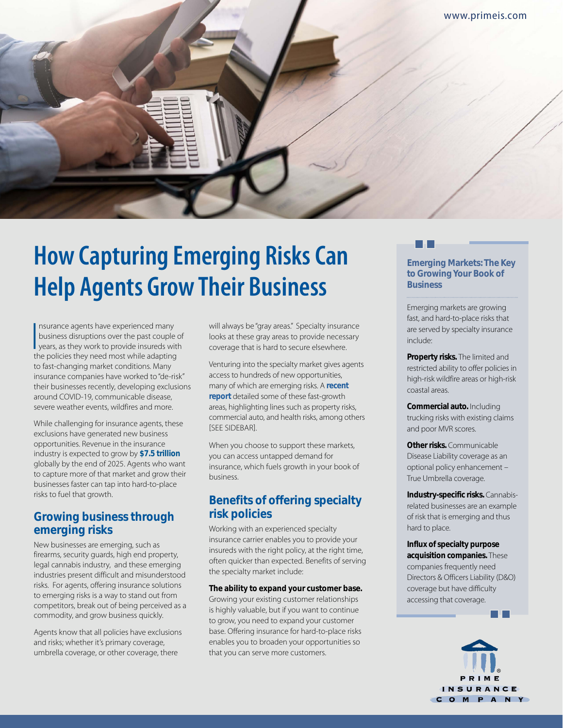# How Capturing Emerging Risks Can Help Agents Grow Their Business

Insurance agents have experienced many business disruptions over the past couple of years, as they work to provide insureds with the policies they need most while adapting to fast-changing market conditions. Many insurance companies have worked to "de-risk" their businesses recently, developing exclusions around COVID-19, communicable disease, severe weather events, wildfires and more.

While challenging for insurance agents, these exclusions have generated new business opportunities. Revenue in the insurance industry is expected to grow by **$7.5 trillion** globally by the end of 2025. Agents who want to capture more of that market and grow their businesses faster can tap into hard-to-place risks to fuel that growth.

## Growing business through emerging risks

New businesses are emerging, such as firearms, security guards, high end property, legal cannabis industry, and these emerging industries present difficult and misunderstood risks. For agents, offering insurance solutions to emerging risks is a way to stand out from competitors, break out of being perceived as a commodity, and grow business quickly.

Agents know that all policies have exclusions and risks; whether it's primary coverage, umbrella coverage, or other coverage, there will always be "gray areas." Specialty insurance looks at these gray areas to provide necessary coverage that is hard to secure elsewhere.

Venturing into the specialty market gives agents access to hundreds of new opportunities, many of which are emerging risks. A **recent report** detailed some of these fast-growth areas, highlighting lines such as property risks, commercial auto, and health risks, among others [SEE SIDEBAR].

When you choose to support these markets, you can access untapped demand for insurance, which fuels growth in your book of business.

## Benefits of offering specialty risk policies

Working with an experienced specialty insurance carrier enables you to provide your insureds with the right policy, at the right time, often quicker than expected. Benefits of serving the specialty market include:

**The ability to expand your customer base.** Growing your existing customer relationships is highly valuable, but if you want to continue to grow, you need to expand your customer base. Offering insurance for hard-to-place risks enables you to broaden your opportunities so that you can serve more customers.

### Emerging Markets: The Key to Growing Your Book of Business

Emerging markets are growing fast, and hard-to-place risks that are served by specialty insurance include:

**Property risks.** The limited and restricted ability to offer policies in high-risk wildfire areas or high-risk coastal areas.

**Commercial auto.** Including trucking risks with existing claims and poor MVR scores.

**Other risks.** Communicable Disease Liability coverage as an optional policy enhancement – True Umbrella coverage.

**Industry-specific risks.** Cannabis-related businesses are an example of risk that is emerging and thus hard to place.

**Influx of specialty purpose acquisition companies.** These companies frequently need Directors & Officers Liability (D&O) coverage but have difficulty accessing that coverage.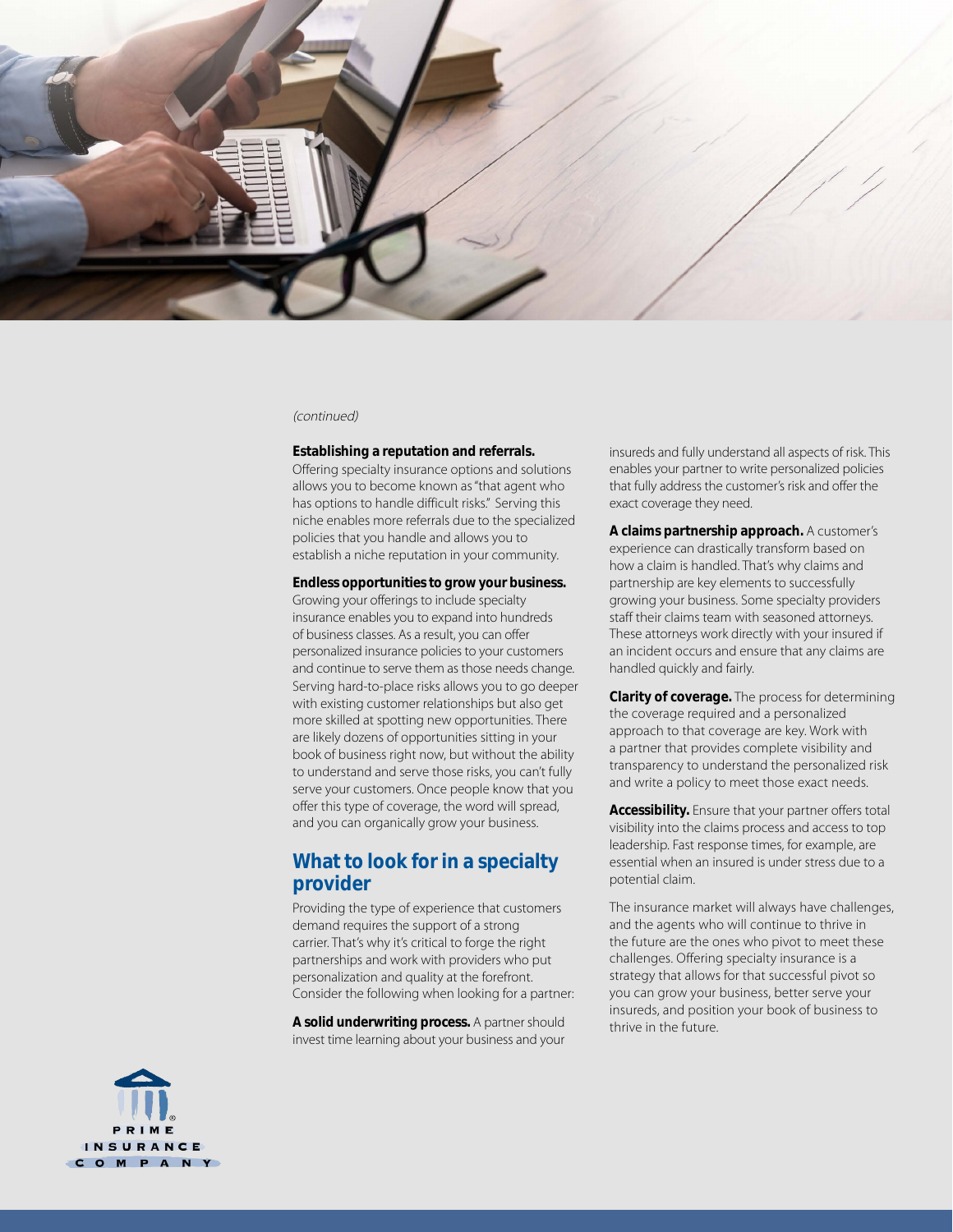*(continued)*

**Establishing a reputation and referrals.** Offering specialty insurance options and solutions allows you to become known as "that agent who has options to handle difficult risks." Serving this niche enables more referrals due to the specialized policies that you handle and allows you to establish a niche reputation in your community.

**Endless opportunities to grow your business.** Growing your offerings to include specialty insurance enables you to expand into hundreds of business classes. As a result, you can offer personalized insurance policies to your customers and continue to serve them as those needs change. Serving hard-to-place risks allows you to go deeper with existing customer relationships but also get more skilled at spotting new opportunities. There are likely dozens of opportunities sitting in your book of business right now, but without the ability to understand and serve those risks, you can't fully serve your customers. Once people know that you offer this type of coverage, the word will spread, and you can organically grow your business.

## What to look for in a specialty provider

Providing the type of experience that customers demand requires the support of a strong carrier. That's why it's critical to forge the right partnerships and work with providers who put personalization and quality at the forefront. Consider the following when looking for a partner:

**A solid underwriting process.** A partner should invest time learning about your business and your insureds and fully understand all aspects of risk. This enables your partner to write personalized policies that fully address the customer's risk and offer the exact coverage they need.

**A claims partnership approach.** A customer's experience can drastically transform based on how a claim is handled. That's why claims and partnership are key elements to successfully growing your business. Some specialty providers staff their claims team with seasoned attorneys. These attorneys work directly with your insured if an incident occurs and ensure that any claims are handled quickly and fairly.

**Clarity of coverage.** The process for determining the coverage required and a personalized approach to that coverage are key. Work with a partner that provides complete visibility and transparency to understand the personalized risk and write a policy to meet those exact needs.

**Accessibility.** Ensure that your partner offers total visibility into the claims process and access to top leadership. Fast response times, for example, are essential when an insured is under stress due to a potential claim.

The insurance market will always have challenges, and the agents who will continue to thrive in the future are the ones who pivot to meet these challenges. Offering specialty insurance is a strategy that allows for that successful pivot so you can grow your business, better serve your insureds, and position your book of business to thrive in the future.

PRIME INSURANCE COMPANY